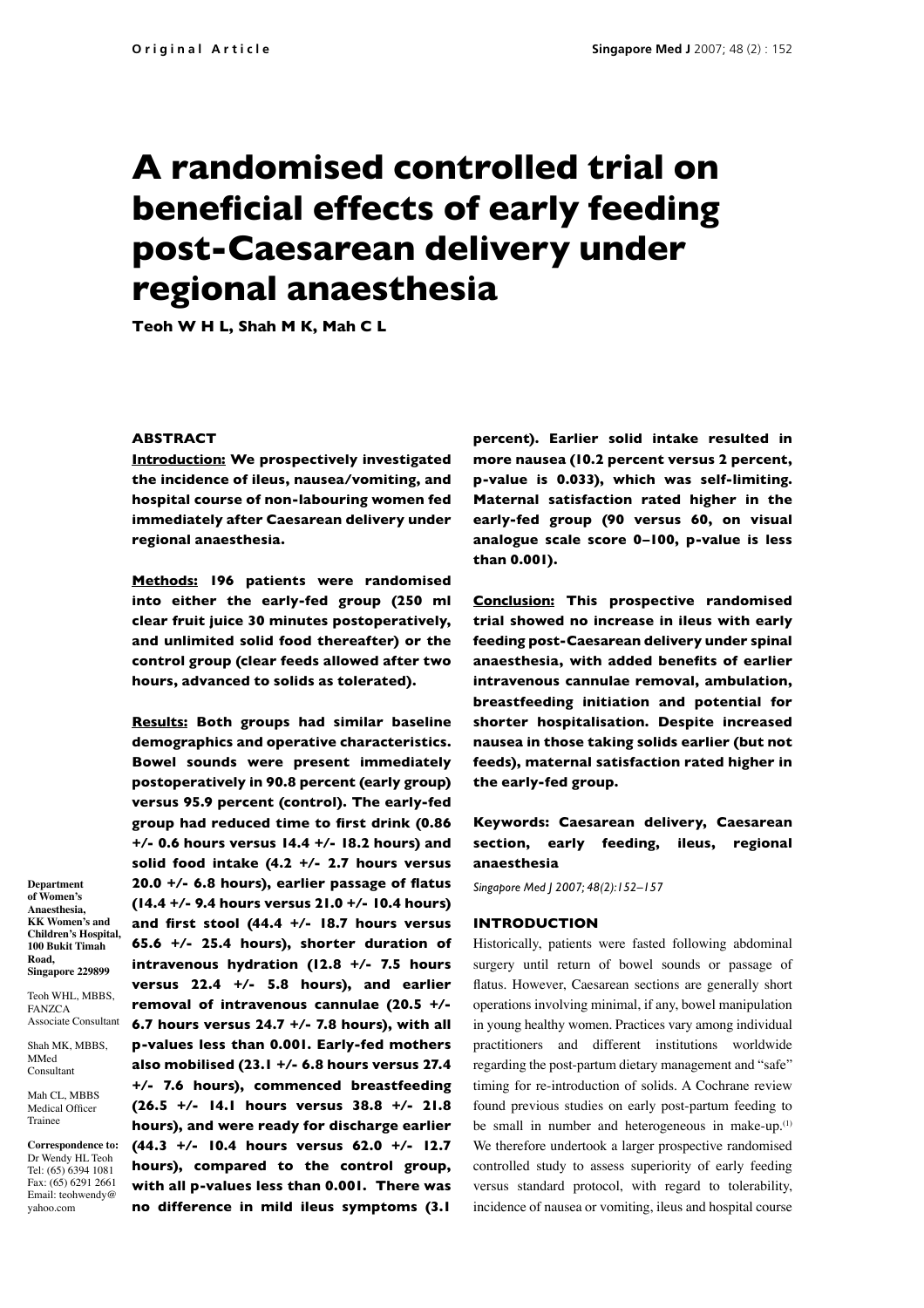# A randomised controlled trial on beneficial effects of early feeding post-Caesarean delivery under regional anaesthesia

**Teoh W H L, Shah M K, Mah C L**

**Department of Women's Anaesthesia, KK Women's and Children's Hospital, 100 Bukit Timah Road, Singapore 229899**

Teoh WHL, MBBS, FANZCA
Associate Consultant

Shah MK, MBBS, MMed
Consultant

Mah CL, MBBS
Medical Officer Trainee

**Correspondence to:** Dr Wendy HL Teoh
Tel: (65) 6394 1081
Fax: (65) 6291 2661
Email: teohwendy@yahoo.com

## ABSTRACT

**Introduction:** **We prospectively investigated the incidence of ileus, nausea/vomiting, and hospital course of non-labouring women fed immediately after Caesarean delivery under regional anaesthesia.**

**Methods:** **196 patients were randomised into either the early-fed group (250 ml clear fruit juice 30 minutes postoperatively, and unlimited solid food thereafter) or the control group (clear feeds allowed after two hours, advanced to solids as tolerated).**

**Results:** **Both groups had similar baseline demographics and operative characteristics. Bowel sounds were present immediately postoperatively in 90.8 percent (early group) versus 95.9 percent (control). The early-fed group had reduced time to first drink (0.86 +/- 0.6 hours versus 14.4 +/- 18.2 hours) and solid food intake (4.2 +/- 2.7 hours versus 20.0 +/- 6.8 hours), earlier passage of flatus (14.4 +/- 9.4 hours versus 21.0 +/- 10.4 hours) and first stool (44.4 +/- 18.7 hours versus 65.6 +/- 25.4 hours), shorter duration of intravenous hydration (12.8 +/- 7.5 hours versus 22.4 +/- 5.8 hours), and earlier removal of intravenous cannulae (20.5 +/- 6.7 hours versus 24.7 +/- 7.8 hours), with all p-values less than 0.001. Early-fed mothers also mobilised (23.1 +/- 6.8 hours versus 27.4 +/- 7.6 hours), commenced breastfeeding (26.5 +/- 14.1 hours versus 38.8 +/- 21.8 hours), and were ready for discharge earlier (44.3 +/- 10.4 hours versus 62.0 +/- 12.7 hours), compared to the control group, with all p-values less than 0.001. There was no difference in mild ileus symptoms (3.1 percent). Earlier solid intake resulted in more nausea (10.2 percent versus 2 percent, p-value is 0.033), which was self-limiting. Maternal satisfaction rated higher in the early-fed group (90 versus 60, on visual analogue scale score 0–100, p-value is less than 0.001).**

**Conclusion:** **This prospective randomised trial showed no increase in ileus with early feeding post-Caesarean delivery under spinal anaesthesia, with added benefits of earlier intravenous cannulae removal, ambulation, breastfeeding initiation and potential for shorter hospitalisation. Despite increased nausea in those taking solids earlier (but not feeds), maternal satisfaction rated higher in the early-fed group.**

**Keywords: Caesarean delivery, Caesarean section, early feeding, ileus, regional anaesthesia**

*Singapore Med J 2007; 48(2):152–157*

## INTRODUCTION

Historically, patients were fasted following abdominal surgery until return of bowel sounds or passage of flatus. However, Caesarean sections are generally short operations involving minimal, if any, bowel manipulation in young healthy women. Practices vary among individual practitioners and different institutions worldwide regarding the post-partum dietary management and "safe" timing for re-introduction of solids. A Cochrane review found previous studies on early post-partum feeding to be small in number and heterogeneous in make-up.[1] We therefore undertook a larger prospective randomised controlled study to assess superiority of early feeding versus standard protocol, with regard to tolerability, incidence of nausea or vomiting, ileus and hospital course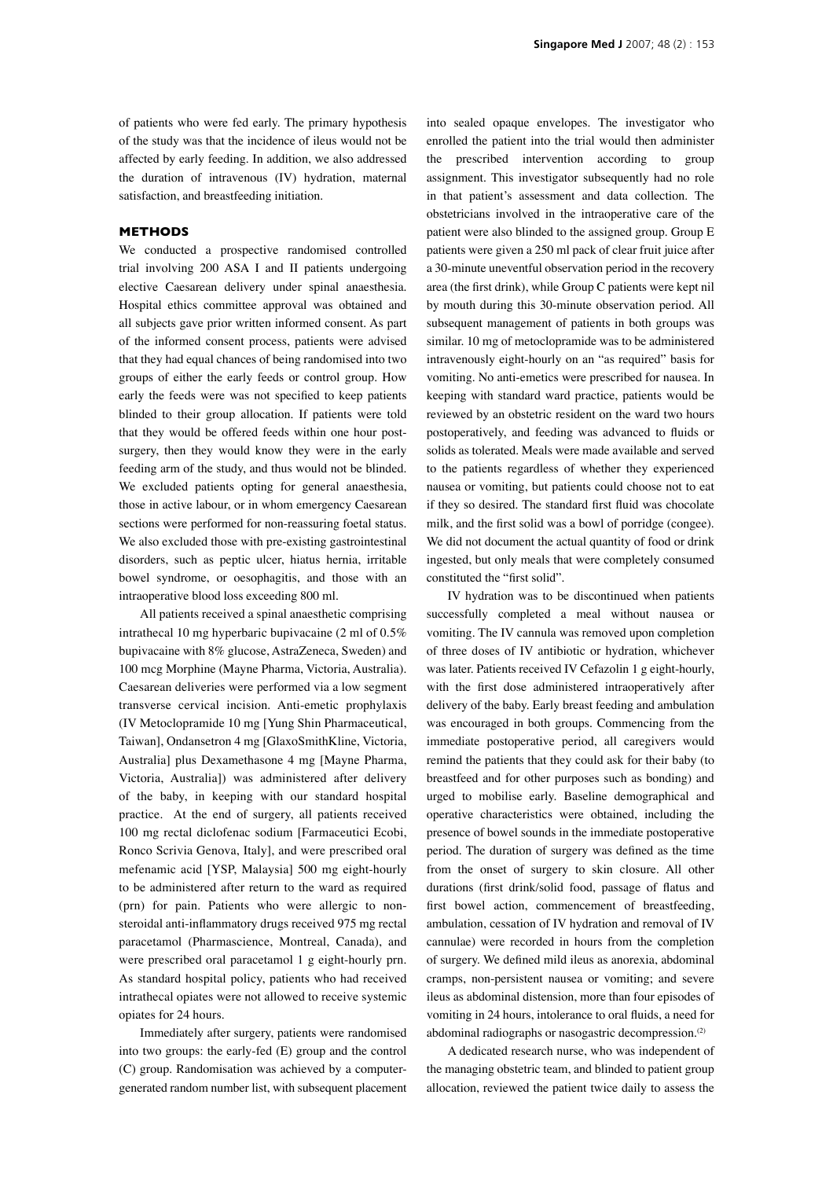of patients who were fed early. The primary hypothesis of the study was that the incidence of ileus would not be affected by early feeding. In addition, we also addressed the duration of intravenous (IV) hydration, maternal satisfaction, and breastfeeding initiation.

## METHODS

We conducted a prospective randomised controlled trial involving 200 ASA I and II patients undergoing elective Caesarean delivery under spinal anaesthesia. Hospital ethics committee approval was obtained and all subjects gave prior written informed consent. As part of the informed consent process, patients were advised that they had equal chances of being randomised into two groups of either the early feeds or control group. How early the feeds were was not specified to keep patients blinded to their group allocation. If patients were told that they would be offered feeds within one hour post-surgery, then they would know they were in the early feeding arm of the study, and thus would not be blinded. We excluded patients opting for general anaesthesia, those in active labour, or in whom emergency Caesarean sections were performed for non-reassuring foetal status. We also excluded those with pre-existing gastrointestinal disorders, such as peptic ulcer, hiatus hernia, irritable bowel syndrome, or oesophagitis, and those with an intraoperative blood loss exceeding 800 ml.

All patients received a spinal anaesthetic comprising intrathecal 10 mg hyperbaric bupivacaine (2 ml of 0.5% bupivacaine with 8% glucose, AstraZeneca, Sweden) and 100 mcg Morphine (Mayne Pharma, Victoria, Australia). Caesarean deliveries were performed via a low segment transverse cervical incision. Anti-emetic prophylaxis (IV Metoclopramide 10 mg [Yung Shin Pharmaceutical, Taiwan], Ondansetron 4 mg [GlaxoSmithKline, Victoria, Australia] plus Dexamethasone 4 mg [Mayne Pharma, Victoria, Australia]) was administered after delivery of the baby, in keeping with our standard hospital practice. At the end of surgery, all patients received 100 mg rectal diclofenac sodium [Farmaceutici Ecobi, Ronco Scrivia Genova, Italy], and were prescribed oral mefenamic acid [YSP, Malaysia] 500 mg eight-hourly to be administered after return to the ward as required (prn) for pain. Patients who were allergic to non-steroidal anti-inflammatory drugs received 975 mg rectal paracetamol (Pharmascience, Montreal, Canada), and were prescribed oral paracetamol 1 g eight-hourly prn. As standard hospital policy, patients who had received intrathecal opiates were not allowed to receive systemic opiates for 24 hours.

Immediately after surgery, patients were randomised into two groups: the early-fed (E) group and the control (C) group. Randomisation was achieved by a computer-generated random number list, with subsequent placement into sealed opaque envelopes. The investigator who enrolled the patient into the trial would then administer the prescribed intervention according to group assignment. This investigator subsequently had no role in that patient's assessment and data collection. The obstetricians involved in the intraoperative care of the patient were also blinded to the assigned group. Group E patients were given a 250 ml pack of clear fruit juice after a 30-minute uneventful observation period in the recovery area (the first drink), while Group C patients were kept nil by mouth during this 30-minute observation period. All subsequent management of patients in both groups was similar. 10 mg of metoclopramide was to be administered intravenously eight-hourly on an "as required" basis for vomiting. No anti-emetics were prescribed for nausea. In keeping with standard ward practice, patients would be reviewed by an obstetric resident on the ward two hours postoperatively, and feeding was advanced to fluids or solids as tolerated. Meals were made available and served to the patients regardless of whether they experienced nausea or vomiting, but patients could choose not to eat if they so desired. The standard first fluid was chocolate milk, and the first solid was a bowl of porridge (congee). We did not document the actual quantity of food or drink ingested, but only meals that were completely consumed constituted the "first solid".

IV hydration was to be discontinued when patients successfully completed a meal without nausea or vomiting. The IV cannula was removed upon completion of three doses of IV antibiotic or hydration, whichever was later. Patients received IV Cefazolin 1 g eight-hourly, with the first dose administered intraoperatively after delivery of the baby. Early breast feeding and ambulation was encouraged in both groups. Commencing from the immediate postoperative period, all caregivers would remind the patients that they could ask for their baby (to breastfeed and for other purposes such as bonding) and urged to mobilise early. Baseline demographical and operative characteristics were obtained, including the presence of bowel sounds in the immediate postoperative period. The duration of surgery was defined as the time from the onset of surgery to skin closure. All other durations (first drink/solid food, passage of flatus and first bowel action, commencement of breastfeeding, ambulation, cessation of IV hydration and removal of IV cannulae) were recorded in hours from the completion of surgery. We defined mild ileus as anorexia, abdominal cramps, non-persistent nausea or vomiting; and severe ileus as abdominal distension, more than four episodes of vomiting in 24 hours, intolerance to oral fluids, a need for abdominal radiographs or nasogastric decompression.[2]

A dedicated research nurse, who was independent of the managing obstetric team, and blinded to patient group allocation, reviewed the patient twice daily to assess the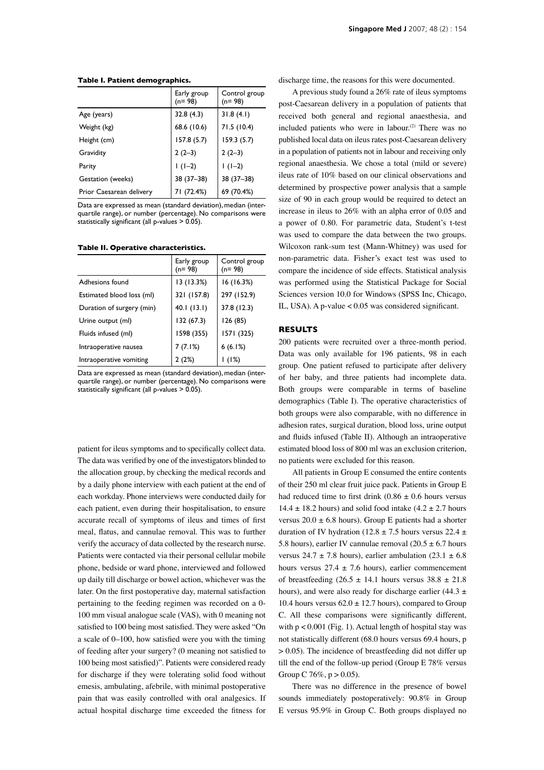**Table I. Patient demographics.**

| | Early group (n= 98) | Control group (n= 98) |
|---|---|---|
| Age (years) | 32.8 (4.3) | 31.8 (4.1) |
| Weight (kg) | 68.6 (10.6) | 71.5 (10.4) |
| Height (cm) | 157.8 (5.7) | 159.3 (5.7) |
| Gravidity | 2 (2–3) | 2 (2–3) |
| Parity | 1 (1–2) | 1 (1–2) |
| Gestation (weeks) | 38 (37–38) | 38 (37–38) |
| Prior Caesarean delivery | 71 (72.4%) | 69 (70.4%) |

Data are expressed as mean (standard deviation), median (interquartile range), or number (percentage). No comparisons were statistically significant (all p-values > 0.05).

**Table II. Operative characteristics.**

| | Early group (n= 98) | Control group (n= 98) |
|---|---|---|
| Adhesions found | 13 (13.3%) | 16 (16.3%) |
| Estimated blood loss (ml) | 321 (157.8) | 297 (152.9) |
| Duration of surgery (min) | 40.1 (13.1) | 37.8 (12.3) |
| Urine output (ml) | 132 (67.3) | 126 (85) |
| Fluids infused (ml) | 1598 (355) | 1571 (325) |
| Intraoperative nausea | 7 (7.1%) | 6 (6.1%) |
| Intraoperative vomiting | 2 (2%) | 1 (1%) |

Data are expressed as mean (standard deviation), median (interquartile range), or number (percentage). No comparisons were statistically significant (all p-values > 0.05).

patient for ileus symptoms and to specifically collect data. The data was verified by one of the investigators blinded to the allocation group, by checking the medical records and by a daily phone interview with each patient at the end of each workday. Phone interviews were conducted daily for each patient, even during their hospitalisation, to ensure accurate recall of symptoms of ileus and times of first meal, flatus, and cannulae removal. This was to further verify the accuracy of data collected by the research nurse. Patients were contacted via their personal cellular mobile phone, bedside or ward phone, interviewed and followed up daily till discharge or bowel action, whichever was the later. On the first postoperative day, maternal satisfaction pertaining to the feeding regimen was recorded on a 0-100 mm visual analogue scale (VAS), with 0 meaning not satisfied to 100 being most satisfied. They were asked "On a scale of 0–100, how satisfied were you with the timing of feeding after your surgery? (0 meaning not satisfied to 100 being most satisfied)". Patients were considered ready for discharge if they were tolerating solid food without emesis, ambulating, afebrile, with minimal postoperative pain that was easily controlled with oral analgesics. If actual hospital discharge time exceeded the fitness for discharge time, the reasons for this were documented.

A previous study found a 26% rate of ileus symptoms post-Caesarean delivery in a population of patients that received both general and regional anaesthesia, and included patients who were in labour.[2] There was no published local data on ileus rates post-Caesarean delivery in a population of patients not in labour and receiving only regional anaesthesia. We chose a total (mild or severe) ileus rate of 10% based on our clinical observations and determined by prospective power analysis that a sample size of 90 in each group would be required to detect an increase in ileus to 26% with an alpha error of 0.05 and a power of 0.80. For parametric data, Student's t-test was used to compare the data between the two groups. Wilcoxon rank-sum test (Mann-Whitney) was used for non-parametric data. Fisher's exact test was used to compare the incidence of side effects. Statistical analysis was performed using the Statistical Package for Social Sciences version 10.0 for Windows (SPSS Inc, Chicago, IL, USA). A p-value < 0.05 was considered significant.

## RESULTS

200 patients were recruited over a three-month period. Data was only available for 196 patients, 98 in each group. One patient refused to participate after delivery of her baby, and three patients had incomplete data. Both groups were comparable in terms of baseline demographics (Table I). The operative characteristics of both groups were also comparable, with no difference in adhesion rates, surgical duration, blood loss, urine output and fluids infused (Table II). Although an intraoperative estimated blood loss of 800 ml was an exclusion criterion, no patients were excluded for this reason.

All patients in Group E consumed the entire contents of their 250 ml clear fruit juice pack. Patients in Group E had reduced time to first drink ($0.86 \pm 0.6$ hours versus $14.4 \pm 18.2$ hours) and solid food intake ($4.2 \pm 2.7$ hours versus $20.0 \pm 6.8$ hours). Group E patients had a shorter duration of IV hydration ($12.8 \pm 7.5$ hours versus $22.4 \pm 5.8$ hours), earlier IV cannulae removal ($20.5 \pm 6.7$ hours versus $24.7 \pm 7.8$ hours), earlier ambulation ($23.1 \pm 6.8$ hours versus $27.4 \pm 7.6$ hours), earlier commencement of breastfeeding ($26.5 \pm 14.1$ hours versus $38.8 \pm 21.8$ hours), and were also ready for discharge earlier ($44.3 \pm 10.4$ hours versus $62.0 \pm 12.7$ hours), compared to Group C. All these comparisons were significantly different, with $p < 0.001$ (Fig. 1). Actual length of hospital stay was not statistically different (68.0 hours versus 69.4 hours, $p > 0.05$). The incidence of breastfeeding did not differ up till the end of the follow-up period (Group E 78% versus Group C 76%, $p > 0.05$).

There was no difference in the presence of bowel sounds immediately postoperatively: 90.8% in Group E versus 95.9% in Group C. Both groups displayed no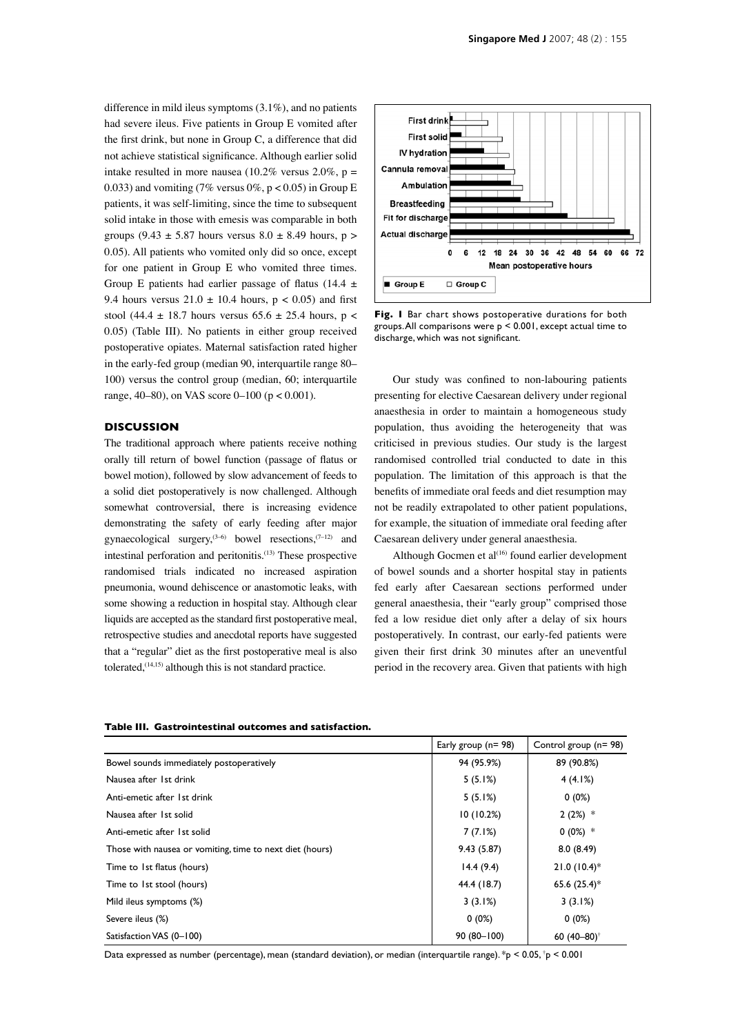difference in mild ileus symptoms (3.1%), and no patients had severe ileus. Five patients in Group E vomited after the first drink, but none in Group C, a difference that did not achieve statistical significance. Although earlier solid intake resulted in more nausea (10.2% versus 2.0%, $p = 0.033$) and vomiting (7% versus 0%, $p < 0.05$) in Group E patients, it was self-limiting, since the time to subsequent solid intake in those with emesis was comparable in both groups ($9.43 \pm 5.87$ hours versus $8.0 \pm 8.49$ hours, $p > 0.05$). All patients who vomited only did so once, except for one patient in Group E who vomited three times. Group E patients had earlier passage of flatus ($14.4 \pm 9.4$ hours versus $21.0 \pm 10.4$ hours, $p < 0.05$) and first stool ($44.4 \pm 18.7$ hours versus $65.6 \pm 25.4$ hours, $p < 0.05$) (Table III). No patients in either group received postoperative opiates. Maternal satisfaction rated higher in the early-fed group (median 90, interquartile range 80–100) versus the control group (median, 60; interquartile range, 40–80), on VAS score 0–100 ($p < 0.001$).

Fig. 1 Bar chart shows postoperative durations for both groups. All comparisons were $p < 0.001$, except actual time to discharge, which was not significant.

## DISCUSSION

The traditional approach where patients receive nothing orally till return of bowel function (passage of flatus or bowel motion), followed by slow advancement of feeds to a solid diet postoperatively is now challenged. Although somewhat controversial, there is increasing evidence demonstrating the safety of early feeding after major gynaecological surgery,[3–6] bowel resections,[7–12] and intestinal perforation and peritonitis.[13] These prospective randomised trials indicated no increased aspiration pneumonia, wound dehiscence or anastomotic leaks, with some showing a reduction in hospital stay. Although clear liquids are accepted as the standard first postoperative meal, retrospective studies and anecdotal reports have suggested that a "regular" diet as the first postoperative meal is also tolerated,[14,15] although this is not standard practice.

Our study was confined to non-labouring patients presenting for elective Caesarean delivery under regional anaesthesia in order to maintain a homogeneous study population, thus avoiding the heterogeneity that was criticised in previous studies. Our study is the largest randomised controlled trial conducted to date in this population. The limitation of this approach is that the benefits of immediate oral feeds and diet resumption may not be readily extrapolated to other patient populations, for example, the situation of immediate oral feeding after Caesarean delivery under general anaesthesia.

Although Gocmen et al[16] found earlier development of bowel sounds and a shorter hospital stay in patients fed early after Caesarean sections performed under general anaesthesia, their "early group" comprised those fed a low residue diet only after a delay of six hours postoperatively. In contrast, our early-fed patients were given their first drink 30 minutes after an uneventful period in the recovery area. Given that patients with high

**Table III. Gastrointestinal outcomes and satisfaction.**

| | Early group (n= 98) | Control group (n= 98) |
|---|---|---|
| Bowel sounds immediately postoperatively | 94 (95.9%) | 89 (90.8%) |
| Nausea after 1st drink | 5 (5.1%) | 4 (4.1%) |
| Anti-emetic after 1st drink | 5 (5.1%) | 0 (0%) |
| Nausea after 1st solid | 10 (10.2%) | 2 (2%) * |
| Anti-emetic after 1st solid | 7 (7.1%) | 0 (0%) * |
| Those with nausea or vomiting, time to next diet (hours) | 9.43 (5.87) | 8.0 (8.49) |
| Time to 1st flatus (hours) | 14.4 (9.4) | 21.0 (10.4)* |
| Time to 1st stool (hours) | 44.4 (18.7) | 65.6 (25.4)* |
| Mild ileus symptoms (%) | 3 (3.1%) | 3 (3.1%) |
| Severe ileus (%) | 0 (0%) | 0 (0%) |
| Satisfaction VAS (0–100) | 90 (80–100) | 60 (40–80)† |

Data expressed as number (percentage), mean (standard deviation), or median (interquartile range). *$p < 0.05$, †$p < 0.001$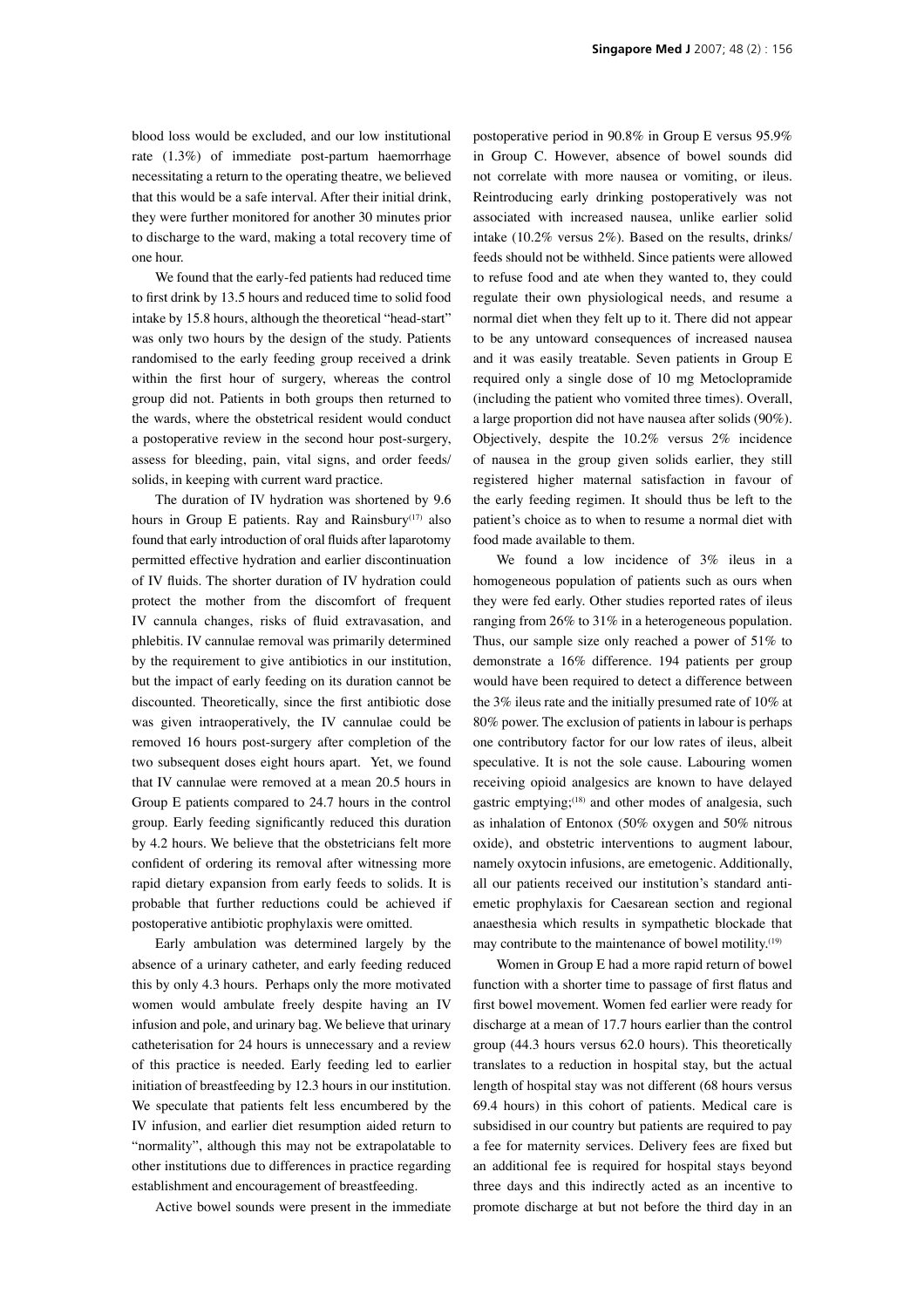blood loss would be excluded, and our low institutional rate (1.3%) of immediate post-partum haemorrhage necessitating a return to the operating theatre, we believed that this would be a safe interval. After their initial drink, they were further monitored for another 30 minutes prior to discharge to the ward, making a total recovery time of one hour.

We found that the early-fed patients had reduced time to first drink by 13.5 hours and reduced time to solid food intake by 15.8 hours, although the theoretical "head-start" was only two hours by the design of the study. Patients randomised to the early feeding group received a drink within the first hour of surgery, whereas the control group did not. Patients in both groups then returned to the wards, where the obstetrical resident would conduct a postoperative review in the second hour post-surgery, assess for bleeding, pain, vital signs, and order feeds/solids, in keeping with current ward practice.

The duration of IV hydration was shortened by 9.6 hours in Group E patients. Ray and Rainsbury[17] also found that early introduction of oral fluids after laparotomy permitted effective hydration and earlier discontinuation of IV fluids. The shorter duration of IV hydration could protect the mother from the discomfort of frequent IV cannula changes, risks of fluid extravasation, and phlebitis. IV cannulae removal was primarily determined by the requirement to give antibiotics in our institution, but the impact of early feeding on its duration cannot be discounted. Theoretically, since the first antibiotic dose was given intraoperatively, the IV cannulae could be removed 16 hours post-surgery after completion of the two subsequent doses eight hours apart. Yet, we found that IV cannulae were removed at a mean 20.5 hours in Group E patients compared to 24.7 hours in the control group. Early feeding significantly reduced this duration by 4.2 hours. We believe that the obstetricians felt more confident of ordering its removal after witnessing more rapid dietary expansion from early feeds to solids. It is probable that further reductions could be achieved if postoperative antibiotic prophylaxis were omitted.

Early ambulation was determined largely by the absence of a urinary catheter, and early feeding reduced this by only 4.3 hours. Perhaps only the more motivated women would ambulate freely despite having an IV infusion and pole, and urinary bag. We believe that urinary catheterisation for 24 hours is unnecessary and a review of this practice is needed. Early feeding led to earlier initiation of breastfeeding by 12.3 hours in our institution. We speculate that patients felt less encumbered by the IV infusion, and earlier diet resumption aided return to "normality", although this may not be extrapolatable to other institutions due to differences in practice regarding establishment and encouragement of breastfeeding.

Active bowel sounds were present in the immediate postoperative period in 90.8% in Group E versus 95.9% in Group C. However, absence of bowel sounds did not correlate with more nausea or vomiting, or ileus. Reintroducing early drinking postoperatively was not associated with increased nausea, unlike earlier solid intake (10.2% versus 2%). Based on the results, drinks/feeds should not be withheld. Since patients were allowed to refuse food and ate when they wanted to, they could regulate their own physiological needs, and resume a normal diet when they felt up to it. There did not appear to be any untoward consequences of increased nausea and it was easily treatable. Seven patients in Group E required only a single dose of 10 mg Metoclopramide (including the patient who vomited three times). Overall, a large proportion did not have nausea after solids (90%). Objectively, despite the 10.2% versus 2% incidence of nausea in the group given solids earlier, they still registered higher maternal satisfaction in favour of the early feeding regimen. It should thus be left to the patient's choice as to when to resume a normal diet with food made available to them.

We found a low incidence of 3% ileus in a homogeneous population of patients such as ours when they were fed early. Other studies reported rates of ileus ranging from 26% to 31% in a heterogeneous population. Thus, our sample size only reached a power of 51% to demonstrate a 16% difference. 194 patients per group would have been required to detect a difference between the 3% ileus rate and the initially presumed rate of 10% at 80% power. The exclusion of patients in labour is perhaps one contributory factor for our low rates of ileus, albeit speculative. It is not the sole cause. Labouring women receiving opioid analgesics are known to have delayed gastric emptying;[18] and other modes of analgesia, such as inhalation of Entonox (50% oxygen and 50% nitrous oxide), and obstetric interventions to augment labour, namely oxytocin infusions, are emetogenic. Additionally, all our patients received our institution's standard anti-emetic prophylaxis for Caesarean section and regional anaesthesia which results in sympathetic blockade that may contribute to the maintenance of bowel motility.[19]

Women in Group E had a more rapid return of bowel function with a shorter time to passage of first flatus and first bowel movement. Women fed earlier were ready for discharge at a mean of 17.7 hours earlier than the control group (44.3 hours versus 62.0 hours). This theoretically translates to a reduction in hospital stay, but the actual length of hospital stay was not different (68 hours versus 69.4 hours) in this cohort of patients. Medical care is subsidised in our country but patients are required to pay a fee for maternity services. Delivery fees are fixed but an additional fee is required for hospital stays beyond three days and this indirectly acted as an incentive to promote discharge at but not before the third day in an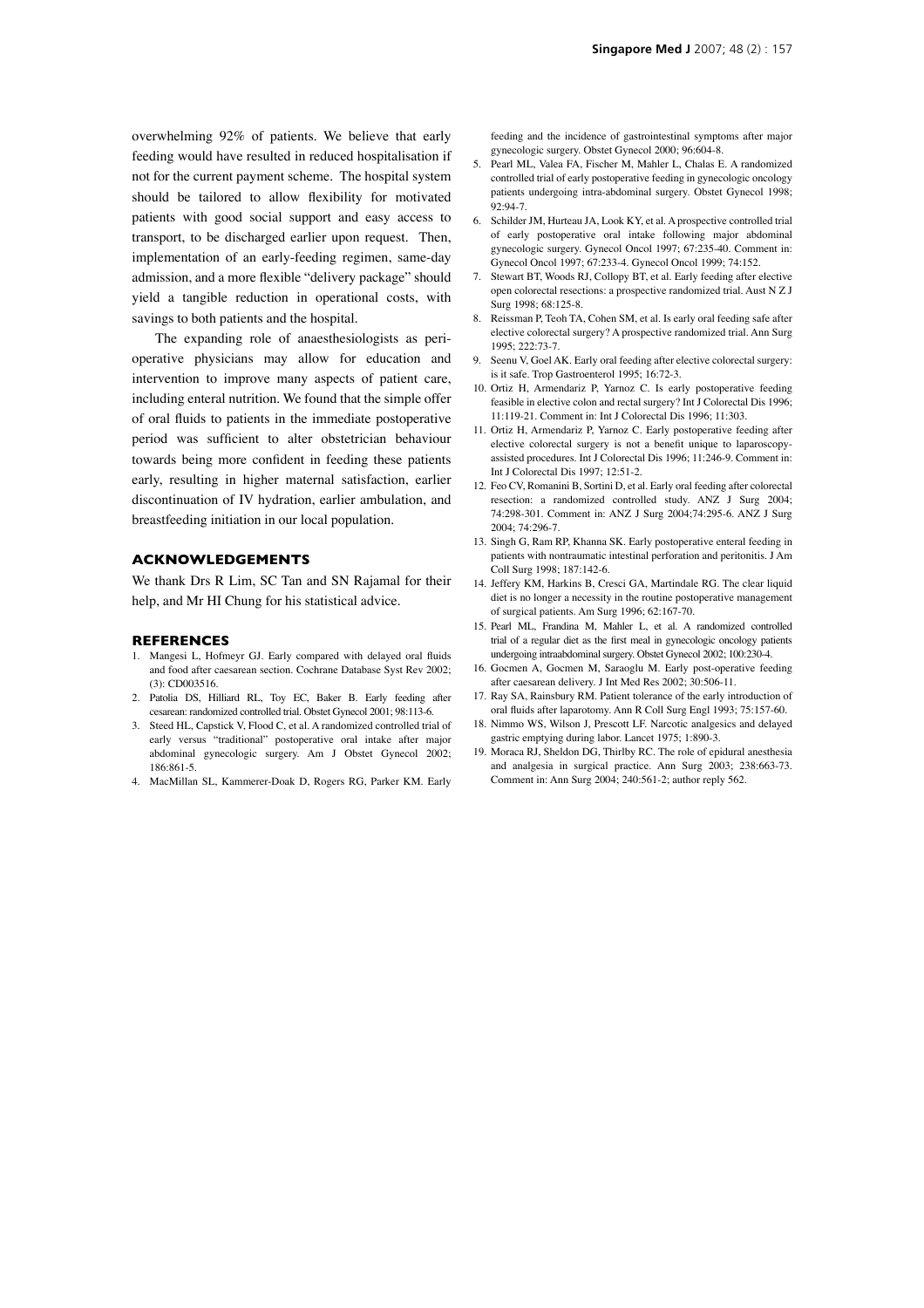overwhelming 92% of patients. We believe that early feeding would have resulted in reduced hospitalisation if not for the current payment scheme. The hospital system should be tailored to allow flexibility for motivated patients with good social support and easy access to transport, to be discharged earlier upon request. Then, implementation of an early-feeding regimen, same-day admission, and a more flexible "delivery package" should yield a tangible reduction in operational costs, with savings to both patients and the hospital.

The expanding role of anaesthesiologists as peri-operative physicians may allow for education and intervention to improve many aspects of patient care, including enteral nutrition. We found that the simple offer of oral fluids to patients in the immediate postoperative period was sufficient to alter obstetrician behaviour towards being more confident in feeding these patients early, resulting in higher maternal satisfaction, earlier discontinuation of IV hydration, earlier ambulation, and breastfeeding initiation in our local population.

## ACKNOWLEDGEMENTS

We thank Drs R Lim, SC Tan and SN Rajamal for their help, and Mr HI Chung for his statistical advice.

## REFERENCES

1. Mangesi L, Hofmeyr GJ. Early compared with delayed oral fluids and food after caesarean section. Cochrane Database Syst Rev 2002; (3): CD003516.
2. Patolia DS, Hilliard RL, Toy EC, Baker B. Early feeding after cesarean: randomized controlled trial. Obstet Gynecol 2001; 98:113-6.
3. Steed HL, Capstick V, Flood C, et al. A randomized controlled trial of early versus "traditional" postoperative oral intake after major abdominal gynecologic surgery. Am J Obstet Gynecol 2002; 186:861-5.
4. MacMillan SL, Kammerer-Doak D, Rogers RG, Parker KM. Early feeding and the incidence of gastrointestinal symptoms after major gynecologic surgery. Obstet Gynecol 2000; 96:604-8.
5. Pearl ML, Valea FA, Fischer M, Mahler L, Chalas E. A randomized controlled trial of early postoperative feeding in gynecologic oncology patients undergoing intra-abdominal surgery. Obstet Gynecol 1998; 92:94-7.
6. Schilder JM, Hurteau JA, Look KY, et al. A prospective controlled trial of early postoperative oral intake following major abdominal gynecologic surgery. Gynecol Oncol 1997; 67:235-40. Comment in: Gynecol Oncol 1997; 67:233-4. Gynecol Oncol 1999; 74:152.
7. Stewart BT, Woods RJ, Collopy BT, et al. Early feeding after elective open colorectal resections: a prospective randomized trial. Aust N Z J Surg 1998; 68:125-8.
8. Reissman P, Teoh TA, Cohen SM, et al. Is early oral feeding safe after elective colorectal surgery? A prospective randomized trial. Ann Surg 1995; 222:73-7.
9. Seenu V, Goel AK. Early oral feeding after elective colorectal surgery: is it safe. Trop Gastroenterol 1995; 16:72-3.
10. Ortiz H, Armendariz P, Yarnoz C. Is early postoperative feeding feasible in elective colon and rectal surgery? Int J Colorectal Dis 1996; 11:119-21. Comment in: Int J Colorectal Dis 1996; 11:303.
11. Ortiz H, Armendariz P, Yarnoz C. Early postoperative feeding after elective colorectal surgery is not a benefit unique to laparoscopy-assisted procedures. Int J Colorectal Dis 1996; 11:246-9. Comment in: Int J Colorectal Dis 1997; 12:51-2.
12. Feo CV, Romanini B, Sortini D, et al. Early oral feeding after colorectal resection: a randomized controlled study. ANZ J Surg 2004; 74:298-301. Comment in: ANZ J Surg 2004;74:295-6. ANZ J Surg 2004; 74:296-7.
13. Singh G, Ram RP, Khanna SK. Early postoperative enteral feeding in patients with nontraumatic intestinal perforation and peritonitis. J Am Coll Surg 1998; 187:142-6.
14. Jeffery KM, Harkins B, Cresci GA, Martindale RG. The clear liquid diet is no longer a necessity in the routine postoperative management of surgical patients. Am Surg 1996; 62:167-70.
15. Pearl ML, Frandina M, Mahler L, et al. A randomized controlled trial of a regular diet as the first meal in gynecologic oncology patients undergoing intraabdominal surgery. Obstet Gynecol 2002; 100:230-4.
16. Gocmen A, Gocmen M, Saraoglu M. Early post-operative feeding after caesarean delivery. J Int Med Res 2002; 30:506-11.
17. Ray SA, Rainsbury RM. Patient tolerance of the early introduction of oral fluids after laparotomy. Ann R Coll Surg Engl 1993; 75:157-60.
18. Nimmo WS, Wilson J, Prescott LF. Narcotic analgesics and delayed gastric emptying during labor. Lancet 1975; 1:890-3.
19. Moraca RJ, Sheldon DG, Thirlby RC. The role of epidural anesthesia and analgesia in surgical practice. Ann Surg 2003; 238:663-73. Comment in: Ann Surg 2004; 240:561-2; author reply 562.